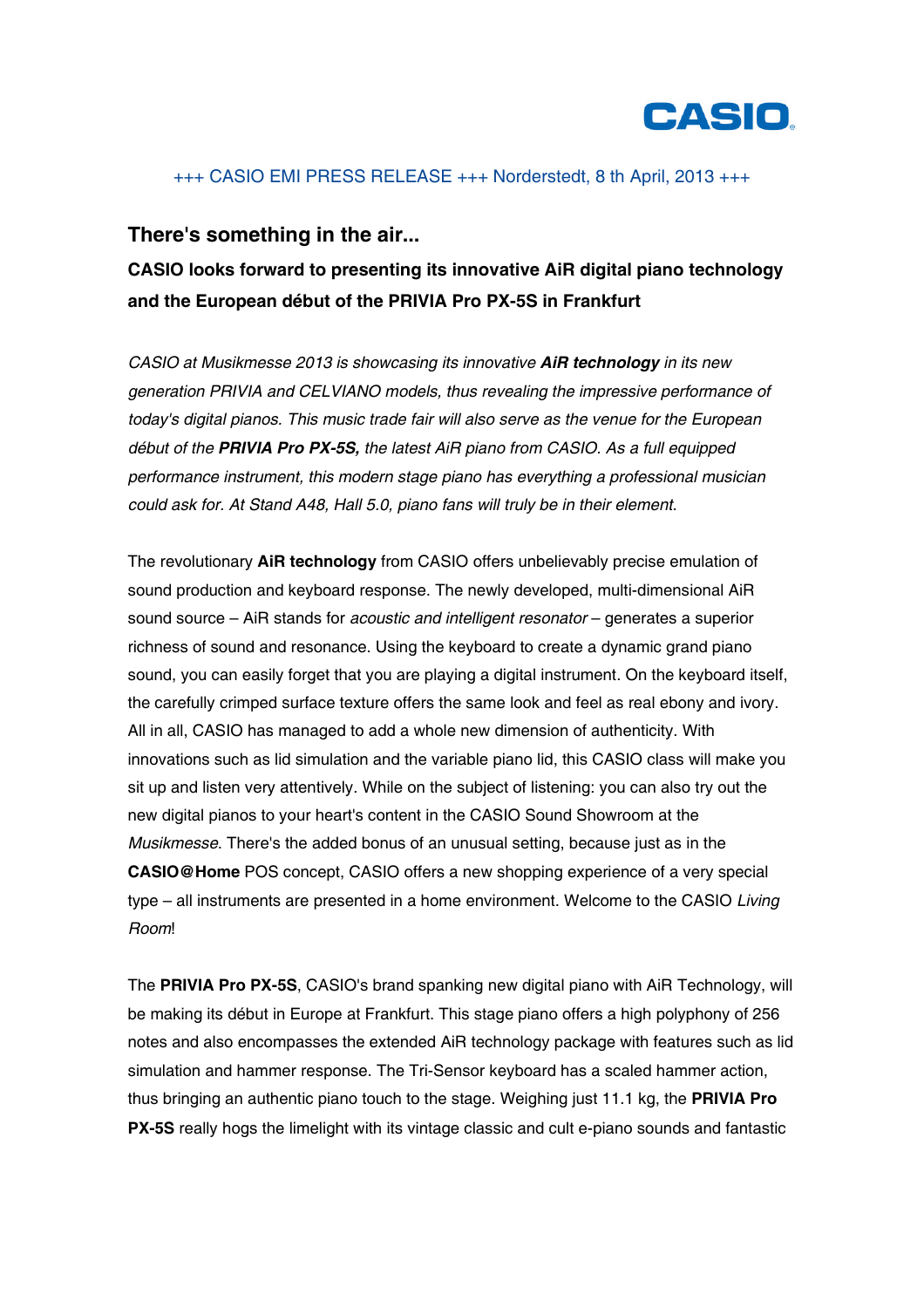+++ CASIO EMI PRESS RELEASE +++ Norderstedt, 8 th April, 2013 +++

## There's something in the air...

### CASIO looks forward to presenting its innovative AiR digital piano technology and the European début of the PRIVIA Pro PX-5S in Frankfurt

*CASIO at Musikmesse 2013 is showcasing its innovative **AiR technology** in its new generation PRIVIA and CELVIANO models, thus revealing the impressive performance of today's digital pianos. This music trade fair will also serve as the venue for the European début of the **PRIVIA Pro PX-5S,** the latest AiR piano from CASIO. As a full equipped performance instrument, this modern stage piano has everything a professional musician could ask for. At Stand A48, Hall 5.0, piano fans will truly be in their element.*

The revolutionary **AiR technology** from CASIO offers unbelievably precise emulation of sound production and keyboard response. The newly developed, multi-dimensional AiR sound source – AiR stands for *acoustic and intelligent resonator* – generates a superior richness of sound and resonance. Using the keyboard to create a dynamic grand piano sound, you can easily forget that you are playing a digital instrument. On the keyboard itself, the carefully crimped surface texture offers the same look and feel as real ebony and ivory. All in all, CASIO has managed to add a whole new dimension of authenticity. With innovations such as lid simulation and the variable piano lid, this CASIO class will make you sit up and listen very attentively. While on the subject of listening: you can also try out the new digital pianos to your heart's content in the CASIO Sound Showroom at the *Musikmesse*. There's the added bonus of an unusual setting, because just as in the **CASIO@Home** POS concept, CASIO offers a new shopping experience of a very special type – all instruments are presented in a home environment. Welcome to the CASIO *Living Room*!

The **PRIVIA Pro PX-5S**, CASIO's brand spanking new digital piano with AiR Technology, will be making its début in Europe at Frankfurt. This stage piano offers a high polyphony of 256 notes and also encompasses the extended AiR technology package with features such as lid simulation and hammer response. The Tri-Sensor keyboard has a scaled hammer action, thus bringing an authentic piano touch to the stage. Weighing just 11.1 kg, the **PRIVIA Pro PX-5S** really hogs the limelight with its vintage classic and cult e-piano sounds and fantastic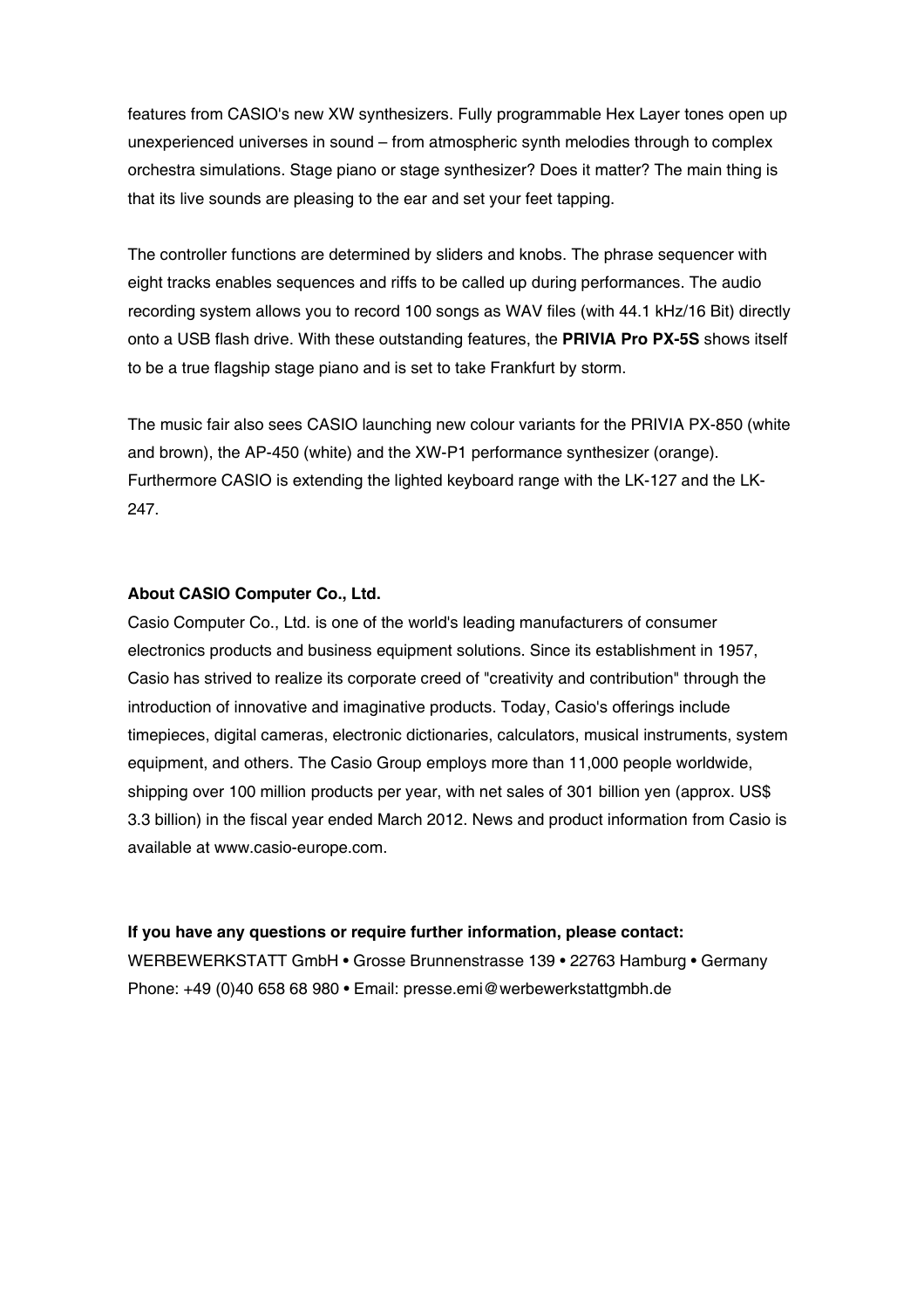features from CASIO's new XW synthesizers. Fully programmable Hex Layer tones open up unexperienced universes in sound – from atmospheric synth melodies through to complex orchestra simulations. Stage piano or stage synthesizer? Does it matter? The main thing is that its live sounds are pleasing to the ear and set your feet tapping.

The controller functions are determined by sliders and knobs. The phrase sequencer with eight tracks enables sequences and riffs to be called up during performances. The audio recording system allows you to record 100 songs as WAV files (with 44.1 kHz/16 Bit) directly onto a USB flash drive. With these outstanding features, the **PRIVIA Pro PX-5S** shows itself to be a true flagship stage piano and is set to take Frankfurt by storm.

The music fair also sees CASIO launching new colour variants for the PRIVIA PX-850 (white and brown), the AP-450 (white) and the XW-P1 performance synthesizer (orange). Furthermore CASIO is extending the lighted keyboard range with the LK-127 and the LK-247.

**About CASIO Computer Co., Ltd.**

Casio Computer Co., Ltd. is one of the world's leading manufacturers of consumer electronics products and business equipment solutions. Since its establishment in 1957, Casio has strived to realize its corporate creed of "creativity and contribution" through the introduction of innovative and imaginative products. Today, Casio's offerings include timepieces, digital cameras, electronic dictionaries, calculators, musical instruments, system equipment, and others. The Casio Group employs more than 11,000 people worldwide, shipping over 100 million products per year, with net sales of 301 billion yen (approx. US$ 3.3 billion) in the fiscal year ended March 2012. News and product information from Casio is available at www.casio-europe.com.

**If you have any questions or require further information, please contact:**

WERBEWERKSTATT GmbH • Grosse Brunnenstrasse 139 • 22763 Hamburg • Germany
Phone: +49 (0)40 658 68 980 • Email: presse.emi@werbewerkstattgmbh.de